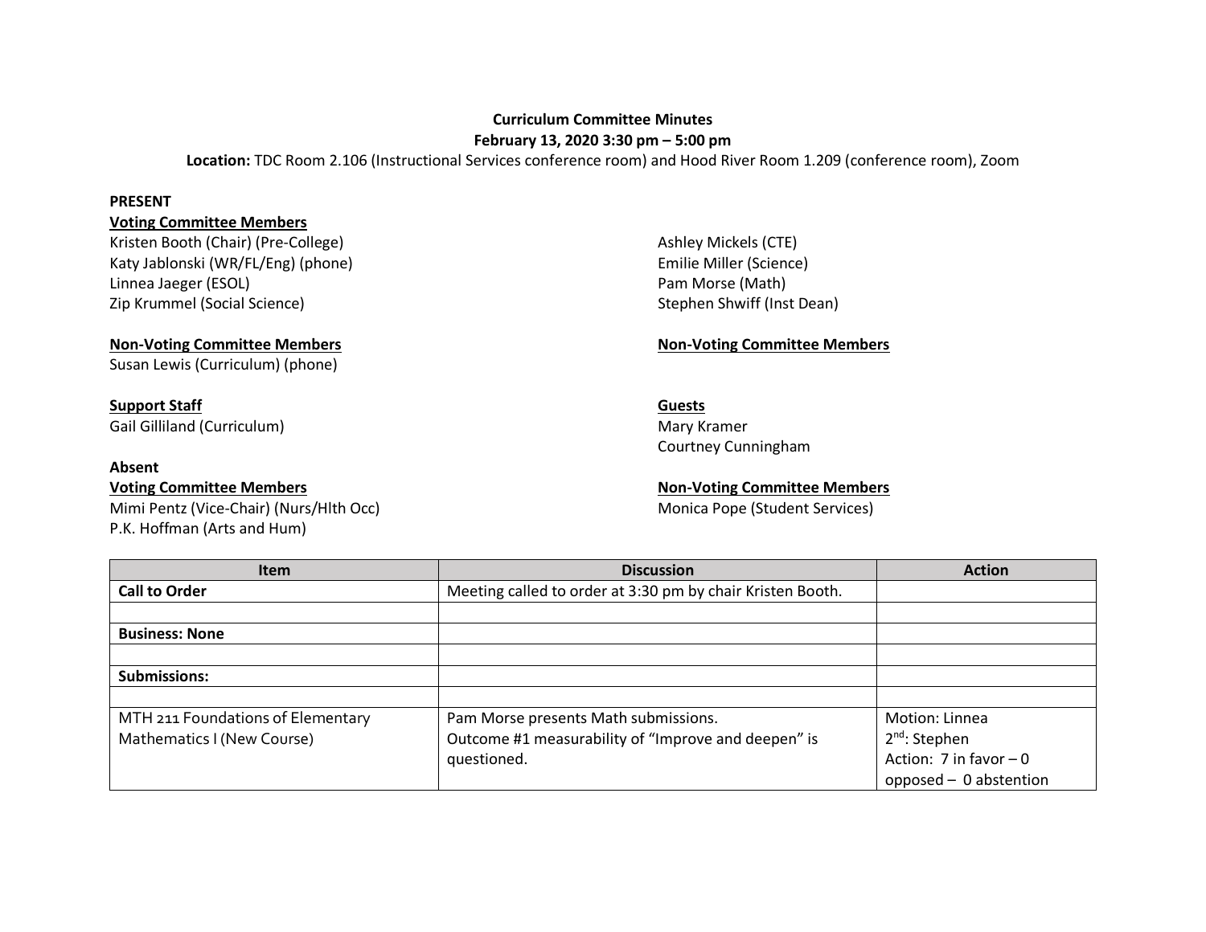**Curriculum Committee Minutes**

**February 13, 2020 3:30 pm – 5:00 pm**

**Location:** TDC Room 2.106 (Instructional Services conference room) and Hood River Room 1.209 (conference room), Zoom

**PRESENT**

**Voting Committee Members**

Kristen Booth (Chair) (Pre-College)
Katy Jablonski (WR/FL/Eng) (phone)
Linnea Jaeger (ESOL)
Zip Krummel (Social Science)
Ashley Mickels (CTE)
Emilie Miller (Science)
Pam Morse (Math)
Stephen Shwiff (Inst Dean)

**Non-Voting Committee Members**

Susan Lewis (Curriculum) (phone)

**Non-Voting Committee Members**

**Support Staff**

Gail Gilliland (Curriculum)

**Guests**

Mary Kramer
Courtney Cunningham

**Absent**

**Voting Committee Members**

Mimi Pentz (Vice-Chair) (Nurs/Hlth Occ)
P.K. Hoffman (Arts and Hum)

**Non-Voting Committee Members**

Monica Pope (Student Services)

| Item | Discussion | Action |
| --- | --- | --- |
| **Call to Order** | Meeting called to order at 3:30 pm by chair Kristen Booth. | |
| | | |
| **Business: None** | | |
| | | |
| **Submissions:** | | |
| | | |
| MTH 211 Foundations of Elementary Mathematics I (New Course) | Pam Morse presents Math submissions.<br>Outcome #1 measurability of "Improve and deepen" is questioned. | Motion: Linnea<br>2nd: Stephen<br>Action: 7 in favor – 0 opposed – 0 abstention |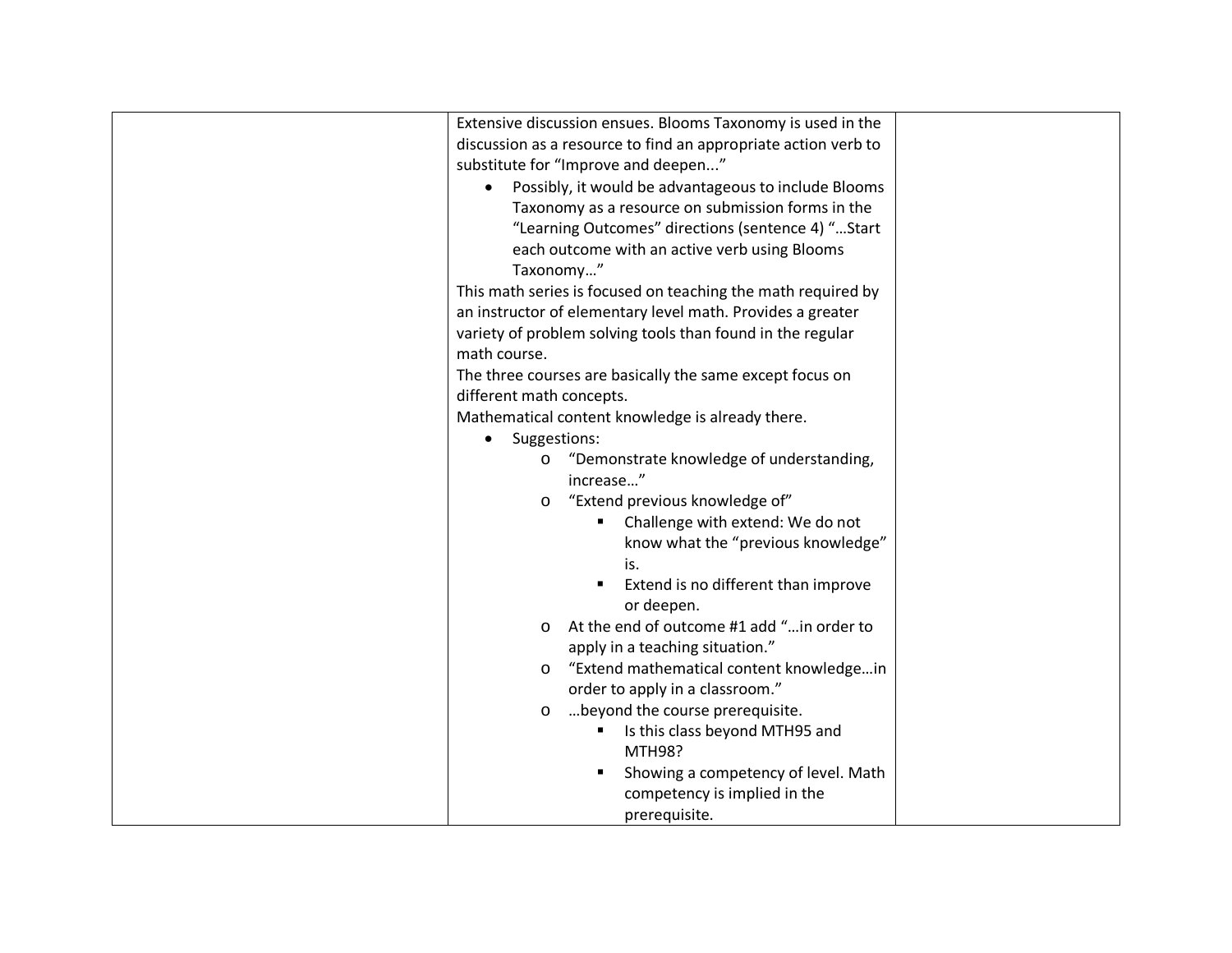| | | |
|---|---|---|
| | Extensive discussion ensues. Blooms Taxonomy is used in the discussion as a resource to find an appropriate action verb to substitute for "Improve and deepen..."<br>• Possibly, it would be advantageous to include Blooms Taxonomy as a resource on submission forms in the "Learning Outcomes" directions (sentence 4) "…Start each outcome with an active verb using Blooms Taxonomy…"<br>This math series is focused on teaching the math required by an instructor of elementary level math. Provides a greater variety of problem solving tools than found in the regular math course.<br>The three courses are basically the same except focus on different math concepts.<br>Mathematical content knowledge is already there.<br>• Suggestions:<br>&nbsp;&nbsp;o "Demonstrate knowledge of understanding, increase…"<br>&nbsp;&nbsp;o "Extend previous knowledge of"<br>&nbsp;&nbsp;&nbsp;&nbsp;▪ Challenge with extend: We do not know what the "previous knowledge" is.<br>&nbsp;&nbsp;&nbsp;&nbsp;▪ Extend is no different than improve or deepen.<br>&nbsp;&nbsp;o At the end of outcome #1 add "…in order to apply in a teaching situation."<br>&nbsp;&nbsp;o "Extend mathematical content knowledge…in order to apply in a classroom."<br>&nbsp;&nbsp;o …beyond the course prerequisite.<br>&nbsp;&nbsp;&nbsp;&nbsp;▪ Is this class beyond MTH95 and MTH98?<br>&nbsp;&nbsp;&nbsp;&nbsp;▪ Showing a competency of level. Math competency is implied in the prerequisite. | |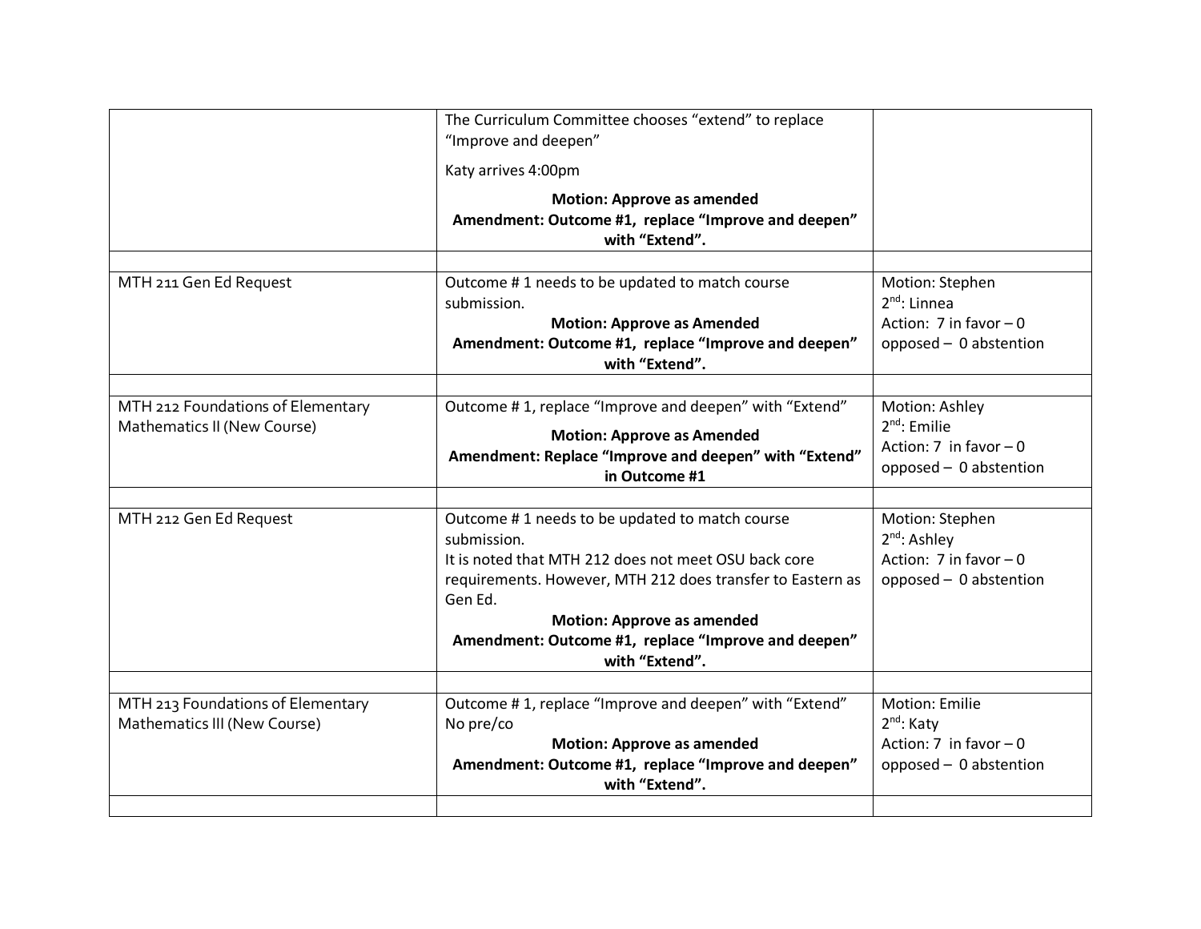| | | |
|---|---|---|
| | The Curriculum Committee chooses “extend” to replace “Improve and deepen”<br><br>Katy arrives 4:00pm<br><br>**Motion: Approve as amended**<br>**Amendment: Outcome #1, replace “Improve and deepen” with “Extend”.** | |
| | | |
| MTH 211 Gen Ed Request | Outcome # 1 needs to be updated to match course submission.<br>**Motion: Approve as Amended**<br>**Amendment: Outcome #1, replace “Improve and deepen” with “Extend”.** | Motion: Stephen<br>2nd: Linnea<br>Action: 7 in favor – 0 opposed – 0 abstention |
| | | |
| MTH 212 Foundations of Elementary Mathematics II (New Course) | Outcome # 1, replace “Improve and deepen” with “Extend”<br>**Motion: Approve as Amended**<br>**Amendment: Replace “Improve and deepen” with “Extend” in Outcome #1** | Motion: Ashley<br>2nd: Emilie<br>Action: 7 in favor – 0 opposed – 0 abstention |
| | | |
| MTH 212 Gen Ed Request | Outcome # 1 needs to be updated to match course submission.<br>It is noted that MTH 212 does not meet OSU back core requirements. However, MTH 212 does transfer to Eastern as Gen Ed.<br>**Motion: Approve as amended**<br>**Amendment: Outcome #1, replace “Improve and deepen” with “Extend”.** | Motion: Stephen<br>2nd: Ashley<br>Action: 7 in favor – 0 opposed – 0 abstention |
| | | |
| MTH 213 Foundations of Elementary Mathematics III (New Course) | Outcome # 1, replace “Improve and deepen” with “Extend”<br>No pre/co<br>**Motion: Approve as amended**<br>**Amendment: Outcome #1, replace “Improve and deepen” with “Extend”.** | Motion: Emilie<br>2nd: Katy<br>Action: 7 in favor – 0 opposed – 0 abstention |
| | | |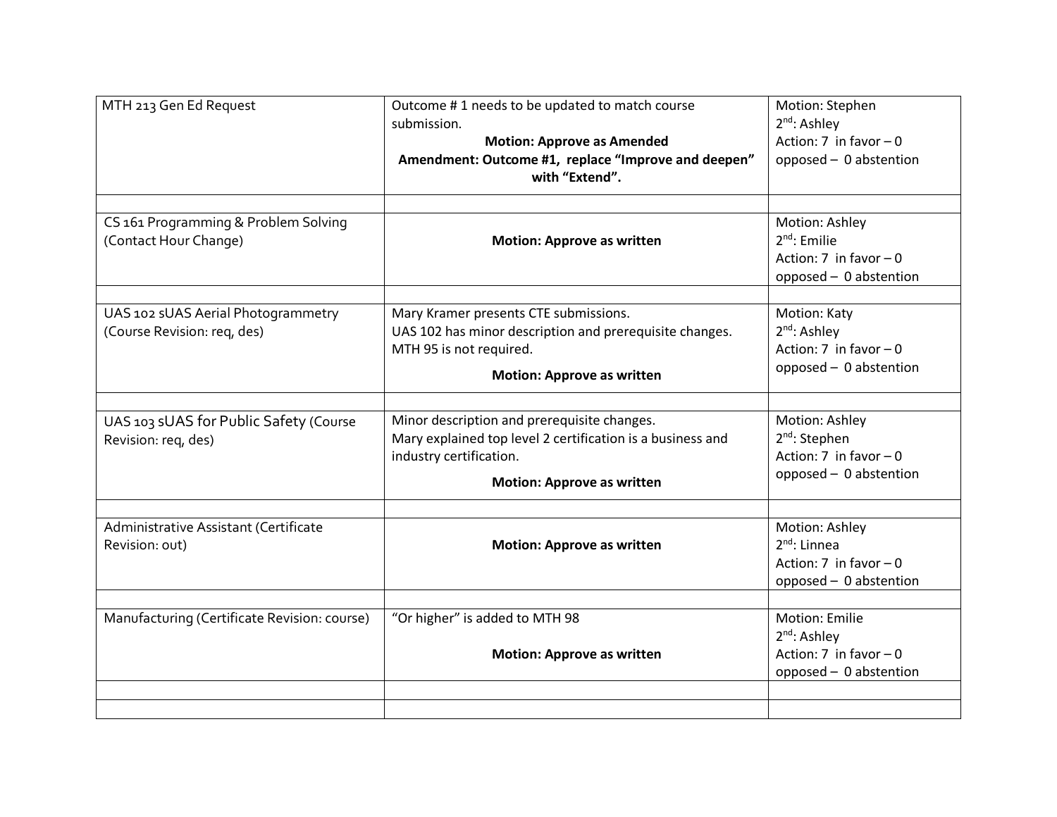| MTH 213 Gen Ed Request | Outcome # 1 needs to be updated to match course submission. **Motion: Approve as Amended** **Amendment: Outcome #1, replace "Improve and deepen" with "Extend".** | Motion: Stephen 2nd: Ashley Action: 7 in favor – 0 opposed – 0 abstention |
|---|---|---|
| | | |
| CS 161 Programming & Problem Solving (Contact Hour Change) | **Motion: Approve as written** | Motion: Ashley 2nd: Emilie Action: 7 in favor – 0 opposed – 0 abstention |
| | | |
| UAS 102 sUAS Aerial Photogrammetry (Course Revision: req, des) | Mary Kramer presents CTE submissions. UAS 102 has minor description and prerequisite changes. MTH 95 is not required. **Motion: Approve as written** | Motion: Katy 2nd: Ashley Action: 7 in favor – 0 opposed – 0 abstention |
| | | |
| UAS 103 sUAS for Public Safety (Course Revision: req, des) | Minor description and prerequisite changes. Mary explained top level 2 certification is a business and industry certification. **Motion: Approve as written** | Motion: Ashley 2nd: Stephen Action: 7 in favor – 0 opposed – 0 abstention |
| | | |
| Administrative Assistant (Certificate Revision: out) | **Motion: Approve as written** | Motion: Ashley 2nd: Linnea Action: 7 in favor – 0 opposed – 0 abstention |
| | | |
| Manufacturing (Certificate Revision: course) | "Or higher" is added to MTH 98 **Motion: Approve as written** | Motion: Emilie 2nd: Ashley Action: 7 in favor – 0 opposed – 0 abstention |
| | | |
| | | |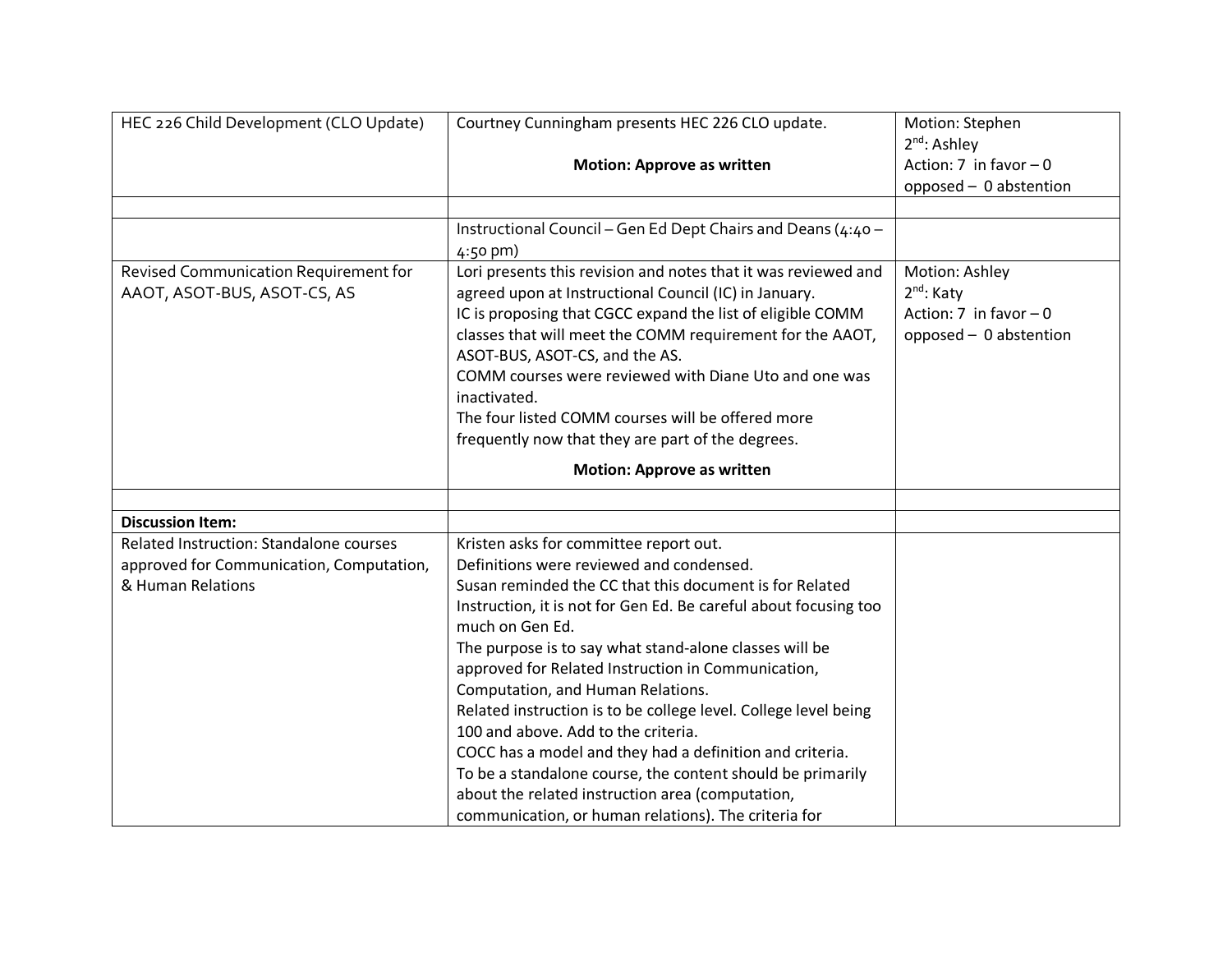| | | |
|---|---|---|
| HEC 226 Child Development (CLO Update) | Courtney Cunningham presents HEC 226 CLO update.<br><br>**Motion: Approve as written** | Motion: Stephen<br>2nd: Ashley<br>Action: 7 in favor – 0 opposed – 0 abstention |
| | | |
| | Instructional Council – Gen Ed Dept Chairs and Deans (4:40 – 4:50 pm) | |
| Revised Communication Requirement for AAOT, ASOT-BUS, ASOT-CS, AS | Lori presents this revision and notes that it was reviewed and agreed upon at Instructional Council (IC) in January.<br>IC is proposing that CGCC expand the list of eligible COMM classes that will meet the COMM requirement for the AAOT, ASOT-BUS, ASOT-CS, and the AS.<br>COMM courses were reviewed with Diane Uto and one was inactivated.<br>The four listed COMM courses will be offered more frequently now that they are part of the degrees.<br>**Motion: Approve as written** | Motion: Ashley<br>2nd: Katy<br>Action: 7 in favor – 0 opposed – 0 abstention |
| | | |
| **Discussion Item:** | | |
| Related Instruction: Standalone courses approved for Communication, Computation, & Human Relations | Kristen asks for committee report out.<br>Definitions were reviewed and condensed.<br>Susan reminded the CC that this document is for Related Instruction, it is not for Gen Ed. Be careful about focusing too much on Gen Ed.<br>The purpose is to say what stand-alone classes will be approved for Related Instruction in Communication, Computation, and Human Relations.<br>Related instruction is to be college level. College level being 100 and above. Add to the criteria.<br>COCC has a model and they had a definition and criteria.<br>To be a standalone course, the content should be primarily about the related instruction area (computation, communication, or human relations). The criteria for | |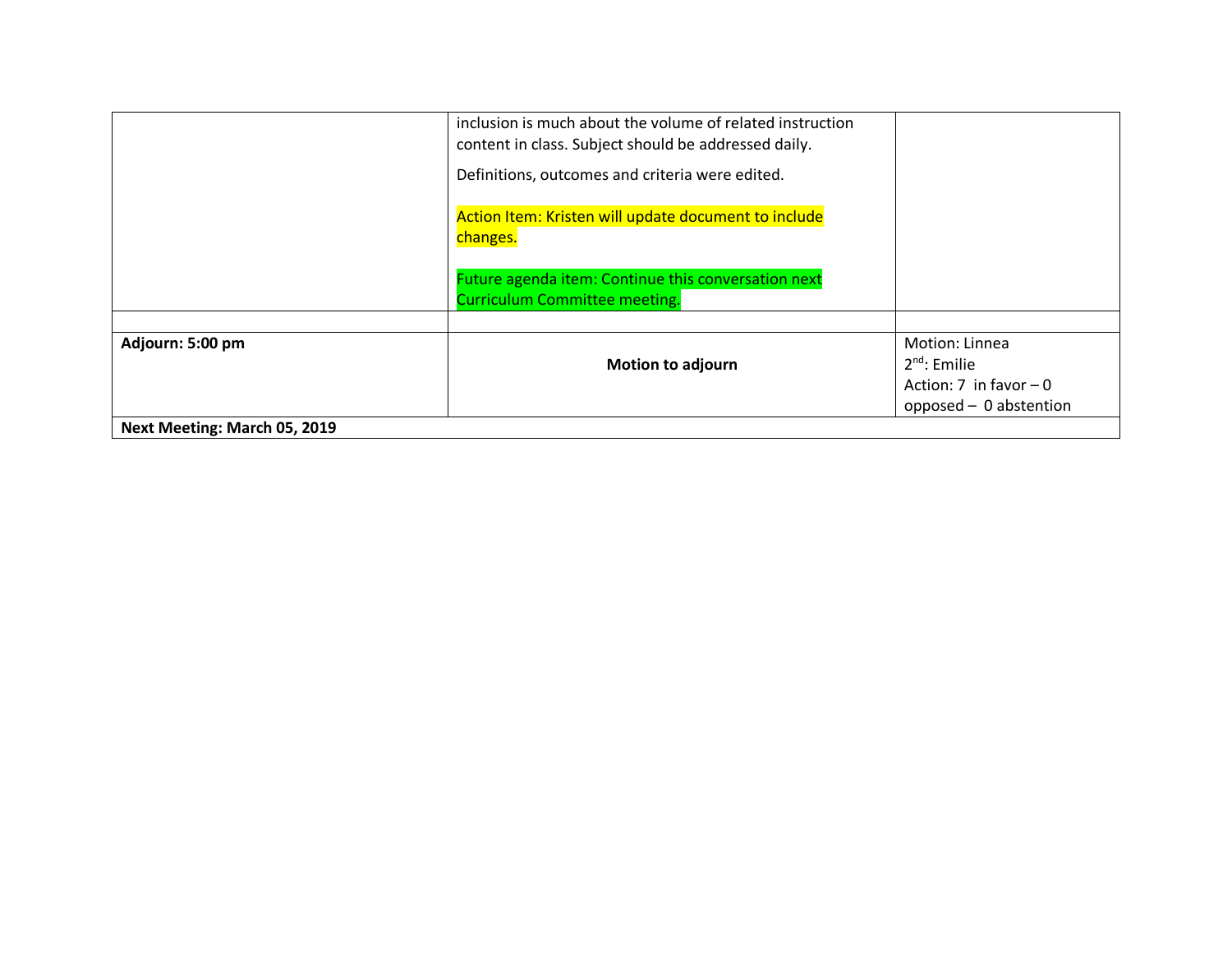| | | |
|---|---|---|
| | inclusion is much about the volume of related instruction content in class. Subject should be addressed daily.<br><br>Definitions, outcomes and criteria were edited.<br><br>Action Item: Kristen will update document to include changes.<br><br>Future agenda item: Continue this conversation next Curriculum Committee meeting. | |
| | | |
| **Adjourn: 5:00 pm** | **Motion to adjourn** | Motion: Linnea<br>2nd: Emilie<br>Action: 7 in favor – 0 opposed – 0 abstention |
| **Next Meeting: March 05, 2019** | | |